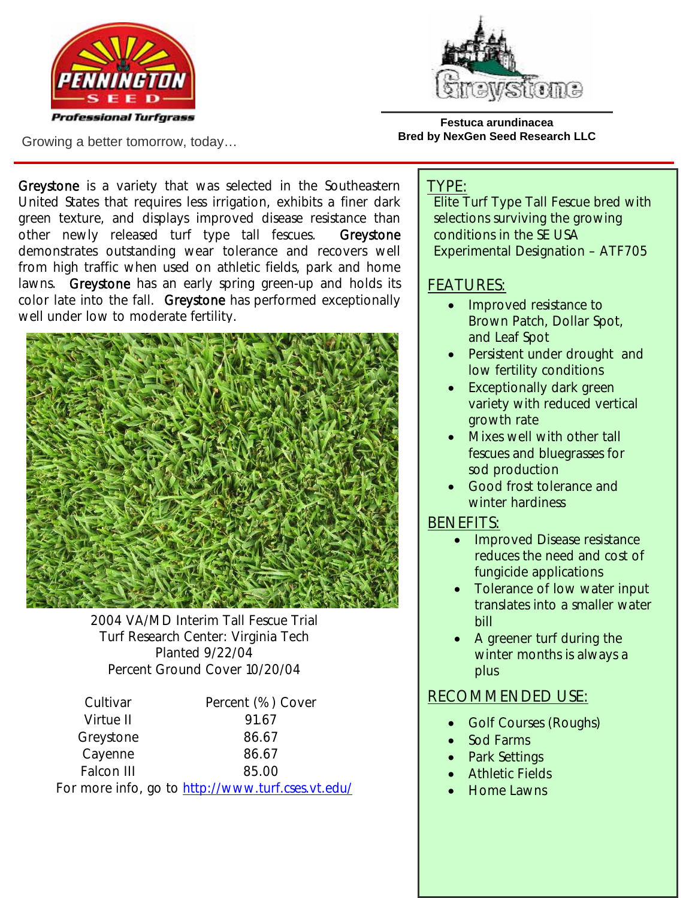Pennington Seed Professional Turfgrass

Growing a better tomorrow, today…

# Greystone

**Festuca arundinacea**
**Bred by NexGen Seed Research LLC**

Greystone is a variety that was selected in the Southeastern United States that requires less irrigation, exhibits a finer dark green texture, and displays improved disease resistance than other newly released turf type tall fescues. Greystone demonstrates outstanding wear tolerance and recovers well from high traffic when used on athletic fields, park and home lawns. Greystone has an early spring green-up and holds its color late into the fall. Greystone has performed exceptionally well under low to moderate fertility.

2004 VA/MD Interim Tall Fescue Trial
Turf Research Center: Virginia Tech
Planted 9/22/04
Percent Ground Cover 10/20/04

| Cultivar | Percent (%) Cover |
|---|---|
| Virtue II | 91.67 |
| Greystone | 86.67 |
| Cayenne | 86.67 |
| Falcon III | 85.00 |

For more info, go to http://www.turf.cses.vt.edu/

## TYPE:

Elite Turf Type Tall Fescue bred with selections surviving the growing conditions in the SE USA
Experimental Designation – ATF705

## FEATURES:

- Improved resistance to Brown Patch, Dollar Spot, and Leaf Spot
- Persistent under drought and low fertility conditions
- Exceptionally dark green variety with reduced vertical growth rate
- Mixes well with other tall fescues and bluegrasses for sod production
- Good frost tolerance and winter hardiness

## BENEFITS:

- Improved Disease resistance reduces the need and cost of fungicide applications
- Tolerance of low water input translates into a smaller water bill
- A greener turf during the winter months is always a plus

## RECOMMENDED USE:

- Golf Courses (Roughs)
- Sod Farms
- Park Settings
- Athletic Fields
- Home Lawns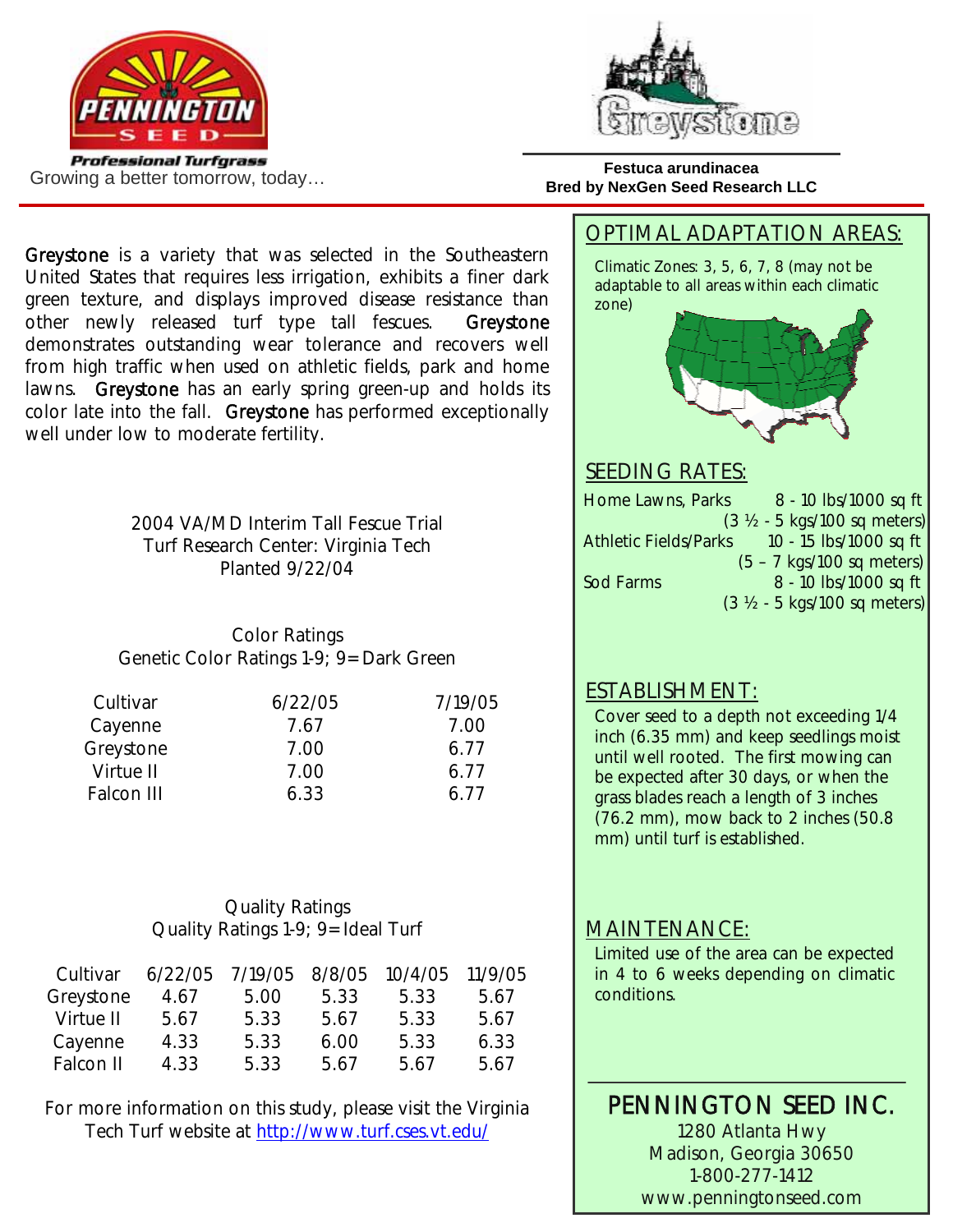**PENNINGTON SEED**

***Professional Turfgrass***

Growing a better tomorrow, today…

**Greystone**

**Festuca arundinacea**
**Bred by NexGen Seed Research LLC**

Greystone is a variety that was selected in the Southeastern United States that requires less irrigation, exhibits a finer dark green texture, and displays improved disease resistance than other newly released turf type tall fescues. Greystone demonstrates outstanding wear tolerance and recovers well from high traffic when used on athletic fields, park and home lawns. Greystone has an early spring green-up and holds its color late into the fall. Greystone has performed exceptionally well under low to moderate fertility.

2004 VA/MD Interim Tall Fescue Trial
Turf Research Center: Virginia Tech
Planted 9/22/04

Color Ratings
Genetic Color Ratings 1-9; 9= Dark Green

| Cultivar | 6/22/05 | 7/19/05 |
|---|---|---|
| Cayenne | 7.67 | 7.00 |
| Greystone | 7.00 | 6.77 |
| Virtue II | 7.00 | 6.77 |
| Falcon III | 6.33 | 6.77 |

Quality Ratings
Quality Ratings 1-9; 9= Ideal Turf

| Cultivar | 6/22/05 | 7/19/05 | 8/8/05 | 10/4/05 | 11/9/05 |
|---|---|---|---|---|---|
| Greystone | 4.67 | 5.00 | 5.33 | 5.33 | 5.67 |
| Virtue II | 5.67 | 5.33 | 5.67 | 5.33 | 5.67 |
| Cayenne | 4.33 | 5.33 | 6.00 | 5.33 | 6.33 |
| Falcon II | 4.33 | 5.33 | 5.67 | 5.67 | 5.67 |

For more information on this study, please visit the Virginia Tech Turf website at http://www.turf.cses.vt.edu/

## OPTIMAL ADAPTATION AREAS:

Climatic Zones: 3, 5, 6, 7, 8 (may not be adaptable to all areas within each climatic zone)

## SEEDING RATES:

| | |
|---|---|
| Home Lawns, Parks | 8 - 10 lbs/1000 sq ft (3 ½ - 5 kgs/100 sq meters) |
| Athletic Fields/Parks | 10 - 15 lbs/1000 sq ft (5 – 7 kgs/100 sq meters) |
| Sod Farms | 8 - 10 lbs/1000 sq ft (3 ½ - 5 kgs/100 sq meters) |

## ESTABLISHMENT:

Cover seed to a depth not exceeding 1/4 inch (6.35 mm) and keep seedlings moist until well rooted. The first mowing can be expected after 30 days, or when the grass blades reach a length of 3 inches (76.2 mm), mow back to 2 inches (50.8 mm) until turf is established.

## MAINTENANCE:

Limited use of the area can be expected in 4 to 6 weeks depending on climatic conditions.

## PENNINGTON SEED INC.

1280 Atlanta Hwy
Madison, Georgia 30650
1-800-277-1412
www.penningtonseed.com